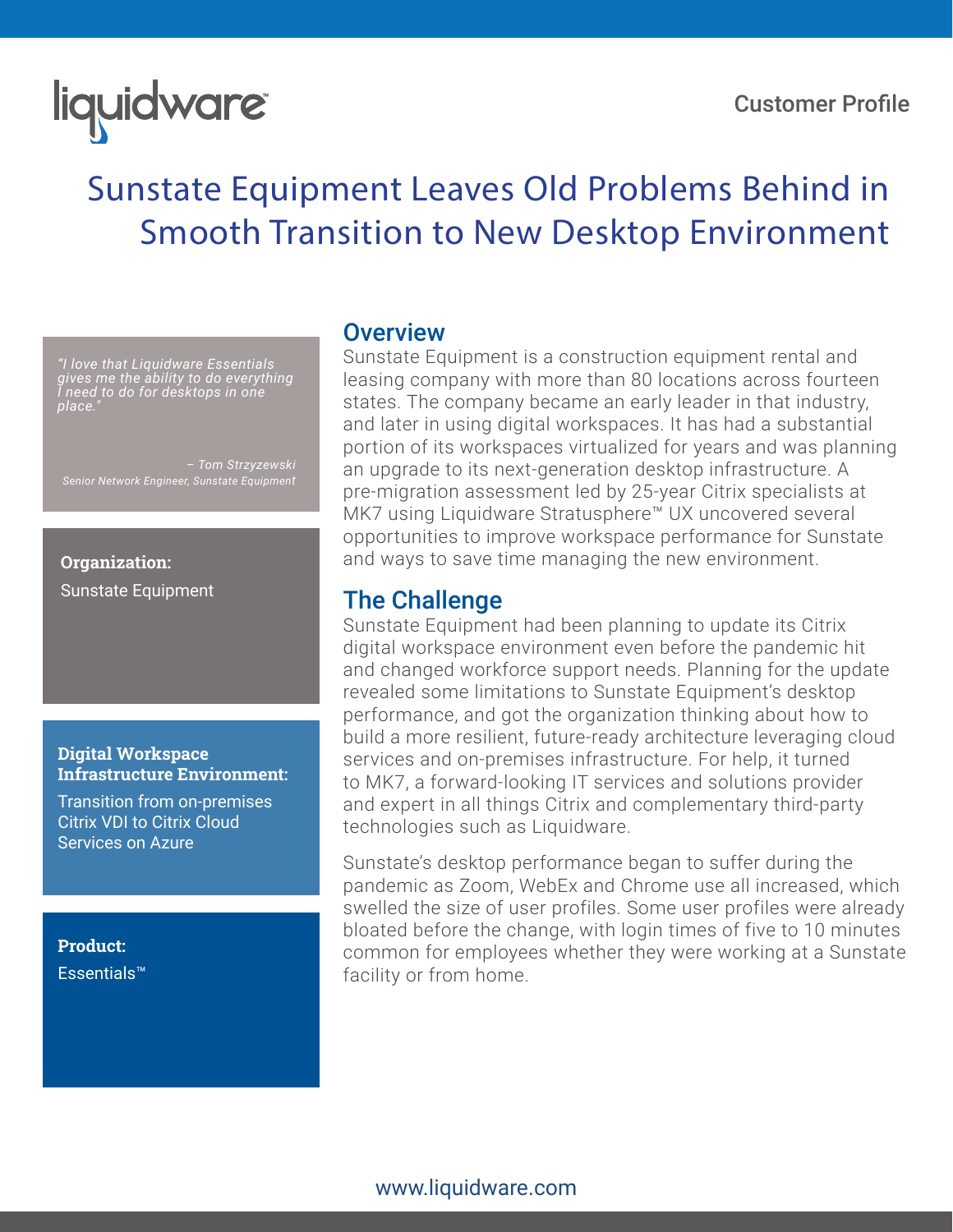Customer Profile

# Sunstate Equipment Leaves Old Problems Behind in Smooth Transition to New Desktop Environment

*"I love that Liquidware Essentials gives me the ability to do everything I need to do for desktops in one place."*

*– Tom Strzyzewski*
*Senior Network Engineer, Sunstate Equipment*

**Organization:**
Sunstate Equipment

**Digital Workspace Infrastructure Environment:**
Transition from on-premises Citrix VDI to Citrix Cloud Services on Azure

**Product:**
Essentials™

## Overview

Sunstate Equipment is a construction equipment rental and leasing company with more than 80 locations across fourteen states. The company became an early leader in that industry, and later in using digital workspaces. It has had a substantial portion of its workspaces virtualized for years and was planning an upgrade to its next-generation desktop infrastructure. A pre-migration assessment led by 25-year Citrix specialists at MK7 using Liquidware Stratusphere™ UX uncovered several opportunities to improve workspace performance for Sunstate and ways to save time managing the new environment.

## The Challenge

Sunstate Equipment had been planning to update its Citrix digital workspace environment even before the pandemic hit and changed workforce support needs. Planning for the update revealed some limitations to Sunstate Equipment's desktop performance, and got the organization thinking about how to build a more resilient, future-ready architecture leveraging cloud services and on-premises infrastructure. For help, it turned to MK7, a forward-looking IT services and solutions provider and expert in all things Citrix and complementary third-party technologies such as Liquidware.

Sunstate's desktop performance began to suffer during the pandemic as Zoom, WebEx and Chrome use all increased, which swelled the size of user profiles. Some user profiles were already bloated before the change, with login times of five to 10 minutes common for employees whether they were working at a Sunstate facility or from home.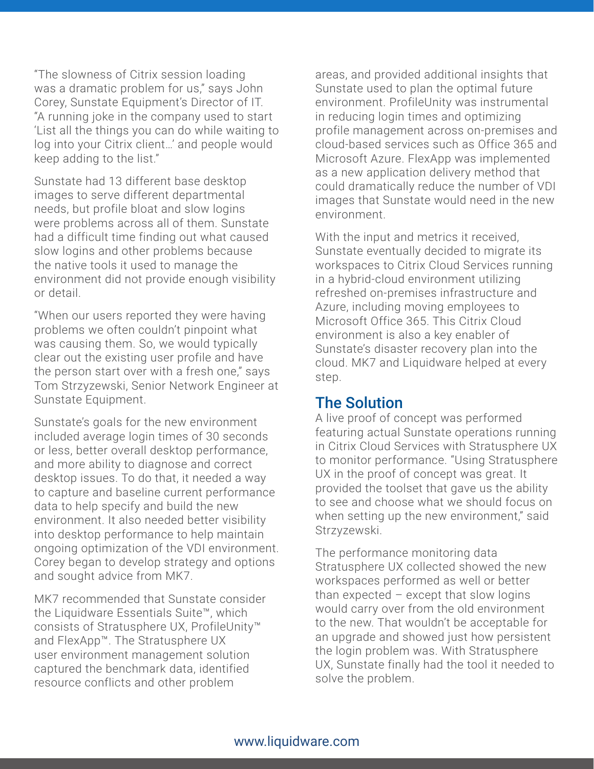"The slowness of Citrix session loading was a dramatic problem for us," says John Corey, Sunstate Equipment's Director of IT. "A running joke in the company used to start 'List all the things you can do while waiting to log into your Citrix client…' and people would keep adding to the list."

Sunstate had 13 different base desktop images to serve different departmental needs, but profile bloat and slow logins were problems across all of them. Sunstate had a difficult time finding out what caused slow logins and other problems because the native tools it used to manage the environment did not provide enough visibility or detail.

"When our users reported they were having problems we often couldn't pinpoint what was causing them. So, we would typically clear out the existing user profile and have the person start over with a fresh one," says Tom Strzyzewski, Senior Network Engineer at Sunstate Equipment.

Sunstate's goals for the new environment included average login times of 30 seconds or less, better overall desktop performance, and more ability to diagnose and correct desktop issues. To do that, it needed a way to capture and baseline current performance data to help specify and build the new environment. It also needed better visibility into desktop performance to help maintain ongoing optimization of the VDI environment. Corey began to develop strategy and options and sought advice from MK7.

MK7 recommended that Sunstate consider the Liquidware Essentials Suite™, which consists of Stratusphere UX, ProfileUnity™ and FlexApp™. The Stratusphere UX user environment management solution captured the benchmark data, identified resource conflicts and other problem areas, and provided additional insights that Sunstate used to plan the optimal future environment. ProfileUnity was instrumental in reducing login times and optimizing profile management across on-premises and cloud-based services such as Office 365 and Microsoft Azure. FlexApp was implemented as a new application delivery method that could dramatically reduce the number of VDI images that Sunstate would need in the new environment.

With the input and metrics it received, Sunstate eventually decided to migrate its workspaces to Citrix Cloud Services running in a hybrid-cloud environment utilizing refreshed on-premises infrastructure and Azure, including moving employees to Microsoft Office 365. This Citrix Cloud environment is also a key enabler of Sunstate's disaster recovery plan into the cloud. MK7 and Liquidware helped at every step.

## The Solution

A live proof of concept was performed featuring actual Sunstate operations running in Citrix Cloud Services with Stratusphere UX to monitor performance. "Using Stratusphere UX in the proof of concept was great. It provided the toolset that gave us the ability to see and choose what we should focus on when setting up the new environment," said Strzyzewski.

The performance monitoring data Stratusphere UX collected showed the new workspaces performed as well or better than expected – except that slow logins would carry over from the old environment to the new. That wouldn't be acceptable for an upgrade and showed just how persistent the login problem was. With Stratusphere UX, Sunstate finally had the tool it needed to solve the problem.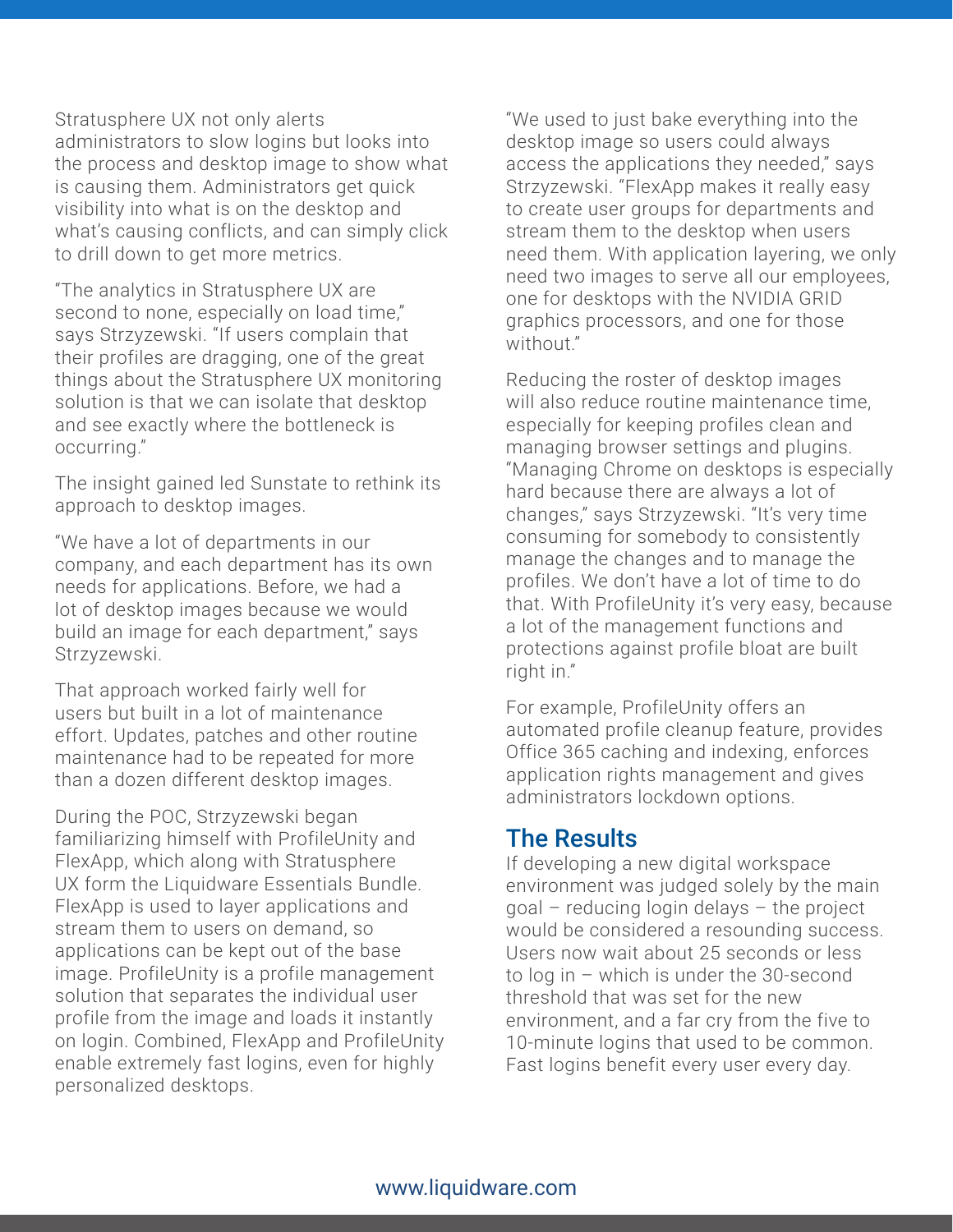Stratusphere UX not only alerts administrators to slow logins but looks into the process and desktop image to show what is causing them. Administrators get quick visibility into what is on the desktop and what's causing conflicts, and can simply click to drill down to get more metrics.

"The analytics in Stratusphere UX are second to none, especially on load time," says Strzyzewski. "If users complain that their profiles are dragging, one of the great things about the Stratusphere UX monitoring solution is that we can isolate that desktop and see exactly where the bottleneck is occurring."

The insight gained led Sunstate to rethink its approach to desktop images.

"We have a lot of departments in our company, and each department has its own needs for applications. Before, we had a lot of desktop images because we would build an image for each department," says Strzyzewski.

That approach worked fairly well for users but built in a lot of maintenance effort. Updates, patches and other routine maintenance had to be repeated for more than a dozen different desktop images.

During the POC, Strzyzewski began familiarizing himself with ProfileUnity and FlexApp, which along with Stratusphere UX form the Liquidware Essentials Bundle. FlexApp is used to layer applications and stream them to users on demand, so applications can be kept out of the base image. ProfileUnity is a profile management solution that separates the individual user profile from the image and loads it instantly on login. Combined, FlexApp and ProfileUnity enable extremely fast logins, even for highly personalized desktops.

"We used to just bake everything into the desktop image so users could always access the applications they needed," says Strzyzewski. "FlexApp makes it really easy to create user groups for departments and stream them to the desktop when users need them. With application layering, we only need two images to serve all our employees, one for desktops with the NVIDIA GRID graphics processors, and one for those without."

Reducing the roster of desktop images will also reduce routine maintenance time, especially for keeping profiles clean and managing browser settings and plugins. "Managing Chrome on desktops is especially hard because there are always a lot of changes," says Strzyzewski. "It's very time consuming for somebody to consistently manage the changes and to manage the profiles. We don't have a lot of time to do that. With ProfileUnity it's very easy, because a lot of the management functions and protections against profile bloat are built right in."

For example, ProfileUnity offers an automated profile cleanup feature, provides Office 365 caching and indexing, enforces application rights management and gives administrators lockdown options.

## The Results

If developing a new digital workspace environment was judged solely by the main goal – reducing login delays – the project would be considered a resounding success. Users now wait about 25 seconds or less to log in – which is under the 30-second threshold that was set for the new environment, and a far cry from the five to 10-minute logins that used to be common. Fast logins benefit every user every day.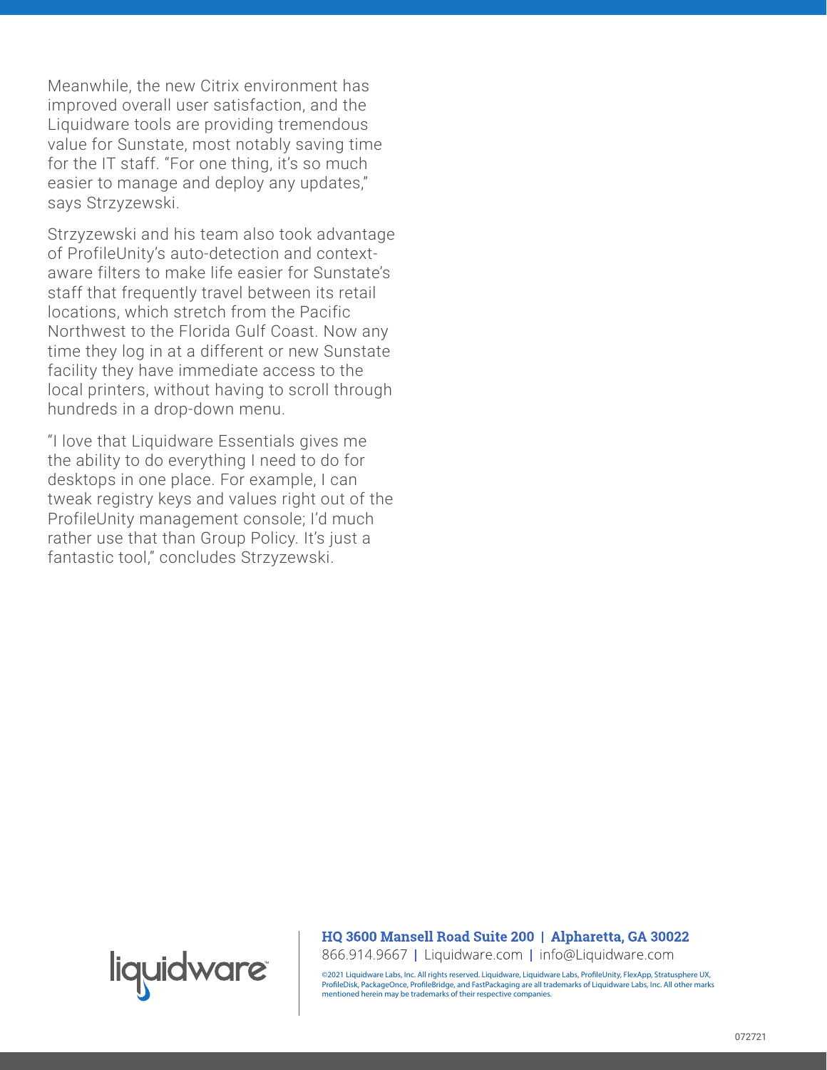Meanwhile, the new Citrix environment has improved overall user satisfaction, and the Liquidware tools are providing tremendous value for Sunstate, most notably saving time for the IT staff. “For one thing, it’s so much easier to manage and deploy any updates,” says Strzyzewski.

Strzyzewski and his team also took advantage of ProfileUnity’s auto-detection and context-aware filters to make life easier for Sunstate’s staff that frequently travel between its retail locations, which stretch from the Pacific Northwest to the Florida Gulf Coast. Now any time they log in at a different or new Sunstate facility they have immediate access to the local printers, without having to scroll through hundreds in a drop-down menu.

“I love that Liquidware Essentials gives me the ability to do everything I need to do for desktops in one place. For example, I can tweak registry keys and values right out of the ProfileUnity management console; I’d much rather use that than Group Policy. It’s just a fantastic tool,” concludes Strzyzewski.

liquidware

**HQ 3600 Mansell Road Suite 200 | Alpharetta, GA 30022**

866.914.9667 | Liquidware.com | info@Liquidware.com

©2021 Liquidware Labs, Inc. All rights reserved. Liquidware, Liquidware Labs, ProfileUnity, FlexApp, Stratusphere UX, ProfileDisk, PackageOnce, ProfileBridge, and FastPackaging are all trademarks of Liquidware Labs, Inc. All other marks mentioned herein may be trademarks of their respective companies.

072721